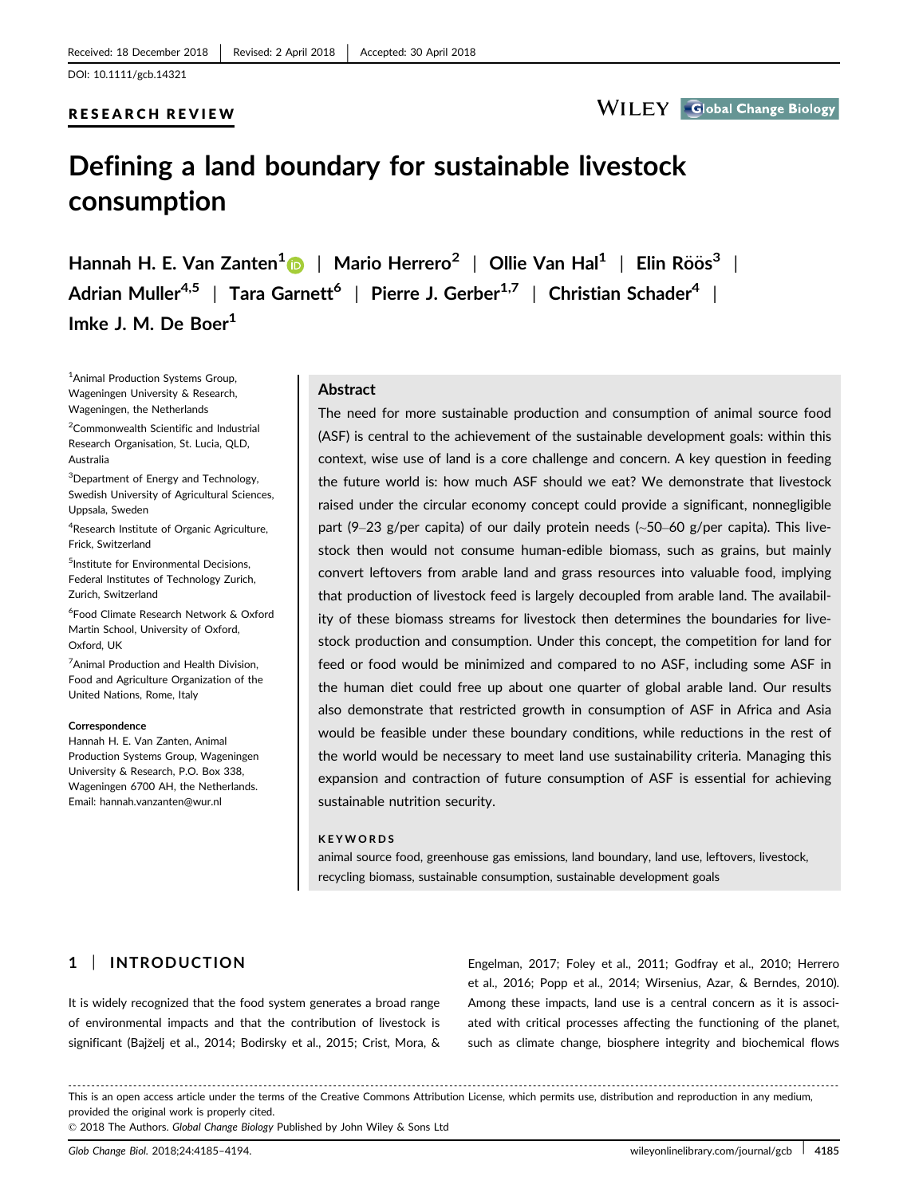Received: 18 December 2018 | Revised: 2 April 2018 | Accepted: 30 April 2018

DOI: 10.1111/gcb.14321

RESEARCH REVIEW

# Defining a land boundary for sustainable livestock consumption

Hannah H. E. Van Zanten[1] | Mario Herrero[2] | Ollie Van Hal[1] | Elin Röös[3] | Adrian Muller[4,5] | Tara Garnett[6] | Pierre J. Gerber[1,7] | Christian Schader[4] | Imke J. M. De Boer[1]

[1]Animal Production Systems Group, Wageningen University & Research, Wageningen, the Netherlands

[2]Commonwealth Scientific and Industrial Research Organisation, St. Lucia, QLD, Australia

[3]Department of Energy and Technology, Swedish University of Agricultural Sciences, Uppsala, Sweden

[4]Research Institute of Organic Agriculture, Frick, Switzerland

[5]Institute for Environmental Decisions, Federal Institutes of Technology Zurich, Zurich, Switzerland

[6]Food Climate Research Network & Oxford Martin School, University of Oxford, Oxford, UK

[7]Animal Production and Health Division, Food and Agriculture Organization of the United Nations, Rome, Italy

**Correspondence**
Hannah H. E. Van Zanten, Animal Production Systems Group, Wageningen University & Research, P.O. Box 338, Wageningen 6700 AH, the Netherlands.
Email: hannah.vanzanten@wur.nl

## Abstract

The need for more sustainable production and consumption of animal source food (ASF) is central to the achievement of the sustainable development goals: within this context, wise use of land is a core challenge and concern. A key question in feeding the future world is: how much ASF should we eat? We demonstrate that livestock raised under the circular economy concept could provide a significant, nonnegligible part (9–23 g/per capita) of our daily protein needs (~50–60 g/per capita). This livestock then would not consume human-edible biomass, such as grains, but mainly convert leftovers from arable land and grass resources into valuable food, implying that production of livestock feed is largely decoupled from arable land. The availability of these biomass streams for livestock then determines the boundaries for livestock production and consumption. Under this concept, the competition for land for feed or food would be minimized and compared to no ASF, including some ASF in the human diet could free up about one quarter of global arable land. Our results also demonstrate that restricted growth in consumption of ASF in Africa and Asia would be feasible under these boundary conditions, while reductions in the rest of the world would be necessary to meet land use sustainability criteria. Managing this expansion and contraction of future consumption of ASF is essential for achieving sustainable nutrition security.

**KEYWORDS**

animal source food, greenhouse gas emissions, land boundary, land use, leftovers, livestock, recycling biomass, sustainable consumption, sustainable development goals

## 1 | INTRODUCTION

It is widely recognized that the food system generates a broad range of environmental impacts and that the contribution of livestock is significant (Bajželj et al., 2014; Bodirsky et al., 2015; Crist, Mora, & Engelman, 2017; Foley et al., 2011; Godfray et al., 2010; Herrero et al., 2016; Popp et al., 2014; Wirsenius, Azar, & Berndes, 2010). Among these impacts, land use is a central concern as it is associated with critical processes affecting the functioning of the planet, such as climate change, biosphere integrity and biochemical flows

This is an open access article under the terms of the Creative Commons Attribution License, which permits use, distribution and reproduction in any medium, provided the original work is properly cited.
© 2018 The Authors. *Global Change Biology* Published by John Wiley & Sons Ltd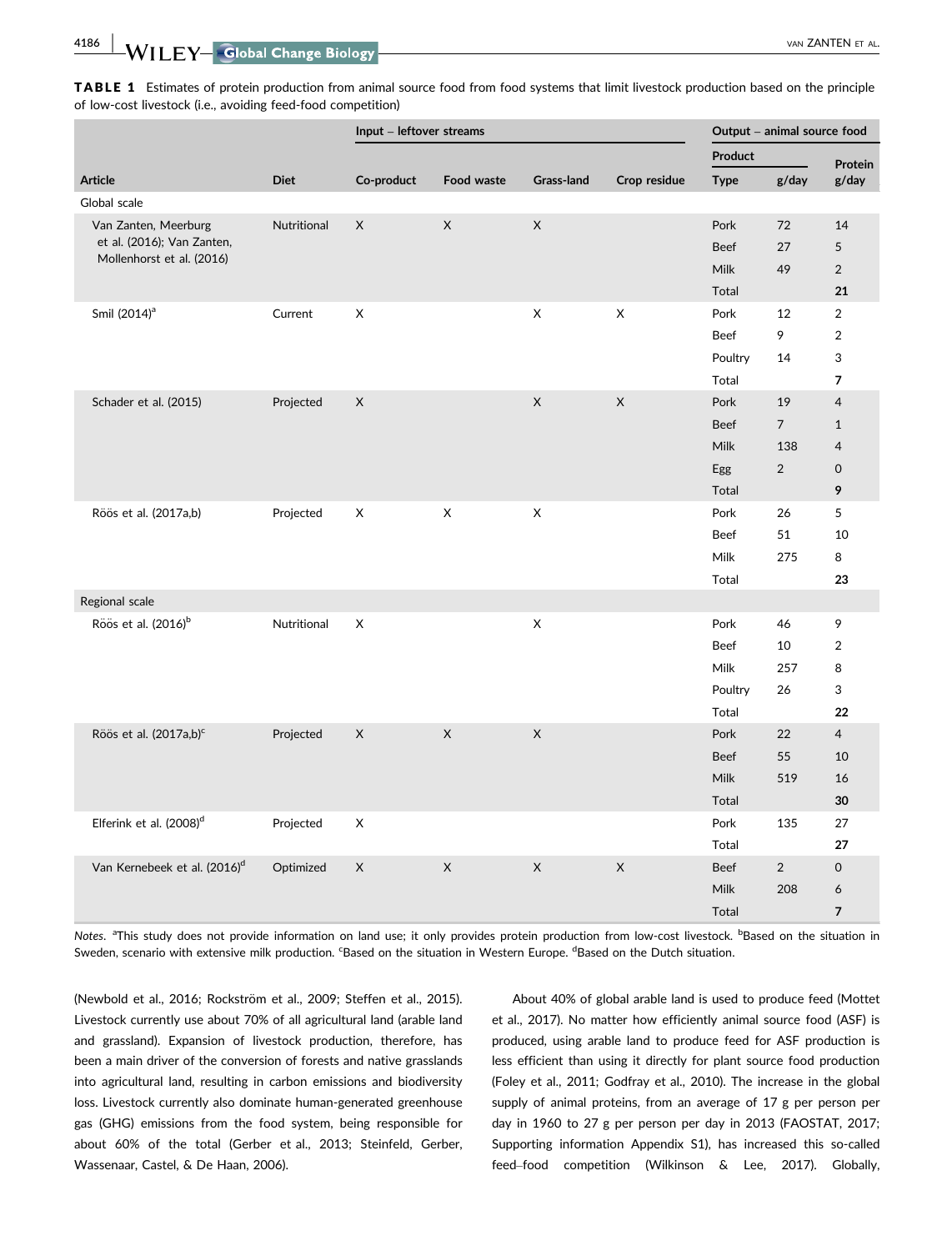**TABLE 1** Estimates of protein production from animal source food from food systems that limit livestock production based on the principle of low-cost livestock (i.e., avoiding feed-food competition)

| Article | Diet | Input – leftover streams | | | | Output – animal source food | | |
|---|---|---|---|---|---|---|---|---|
| | | | | | | Product | | Protein |
| | | Co-product | Food waste | Grass-land | Crop residue | Type | g/day | g/day |
| Global scale | | | | | | | | |
| Van Zanten, Meerburg et al. (2016); Van Zanten, Mollenhorst et al. (2016) | Nutritional | X | X | X | | Pork | 72 | 14 |
| | | | | | | Beef | 27 | 5 |
| | | | | | | Milk | 49 | 2 |
| | | | | | | Total | | **21** |
| Smil (2014)[a] | Current | X | | X | X | Pork | 12 | 2 |
| | | | | | | Beef | 9 | 2 |
| | | | | | | Poultry | 14 | 3 |
| | | | | | | Total | | **7** |
| Schader et al. (2015) | Projected | X | | X | X | Pork | 19 | 4 |
| | | | | | | Beef | 7 | 1 |
| | | | | | | Milk | 138 | 4 |
| | | | | | | Egg | 2 | 0 |
| | | | | | | Total | | **9** |
| Röös et al. (2017a,b) | Projected | X | X | X | | Pork | 26 | 5 |
| | | | | | | Beef | 51 | 10 |
| | | | | | | Milk | 275 | 8 |
| | | | | | | Total | | **23** |
| Regional scale | | | | | | | | |
| Röös et al. (2016)[b] | Nutritional | X | | X | | Pork | 46 | 9 |
| | | | | | | Beef | 10 | 2 |
| | | | | | | Milk | 257 | 8 |
| | | | | | | Poultry | 26 | 3 |
| | | | | | | Total | | **22** |
| Röös et al. (2017a,b)[c] | Projected | X | X | X | | Pork | 22 | 4 |
| | | | | | | Beef | 55 | 10 |
| | | | | | | Milk | 519 | 16 |
| | | | | | | Total | | **30** |
| Elferink et al. (2008)[d] | Projected | X | | | | Pork | 135 | 27 |
| | | | | | | Total | | **27** |
| Van Kernebeek et al. (2016)[d] | Optimized | X | X | X | X | Beef | 2 | 0 |
| | | | | | | Milk | 208 | 6 |
| | | | | | | Total | | **7** |

*Notes.* [a]This study does not provide information on land use; it only provides protein production from low-cost livestock. [b]Based on the situation in Sweden, scenario with extensive milk production. [c]Based on the situation in Western Europe. [d]Based on the Dutch situation.

(Newbold et al., 2016; Rockström et al., 2009; Steffen et al., 2015). Livestock currently use about 70% of all agricultural land (arable land and grassland). Expansion of livestock production, therefore, has been a main driver of the conversion of forests and native grasslands into agricultural land, resulting in carbon emissions and biodiversity loss. Livestock currently also dominate human-generated greenhouse gas (GHG) emissions from the food system, being responsible for about 60% of the total (Gerber et al., 2013; Steinfeld, Gerber, Wassenaar, Castel, & De Haan, 2006).

About 40% of global arable land is used to produce feed (Mottet et al., 2017). No matter how efficiently animal source food (ASF) is produced, using arable land to produce feed for ASF production is less efficient than using it directly for plant source food production (Foley et al., 2011; Godfray et al., 2010). The increase in the global supply of animal proteins, from an average of 17 g per person per day in 1960 to 27 g per person per day in 2013 (FAOSTAT, 2017; Supporting information Appendix S1), has increased this so-called feed–food competition (Wilkinson & Lee, 2017). Globally,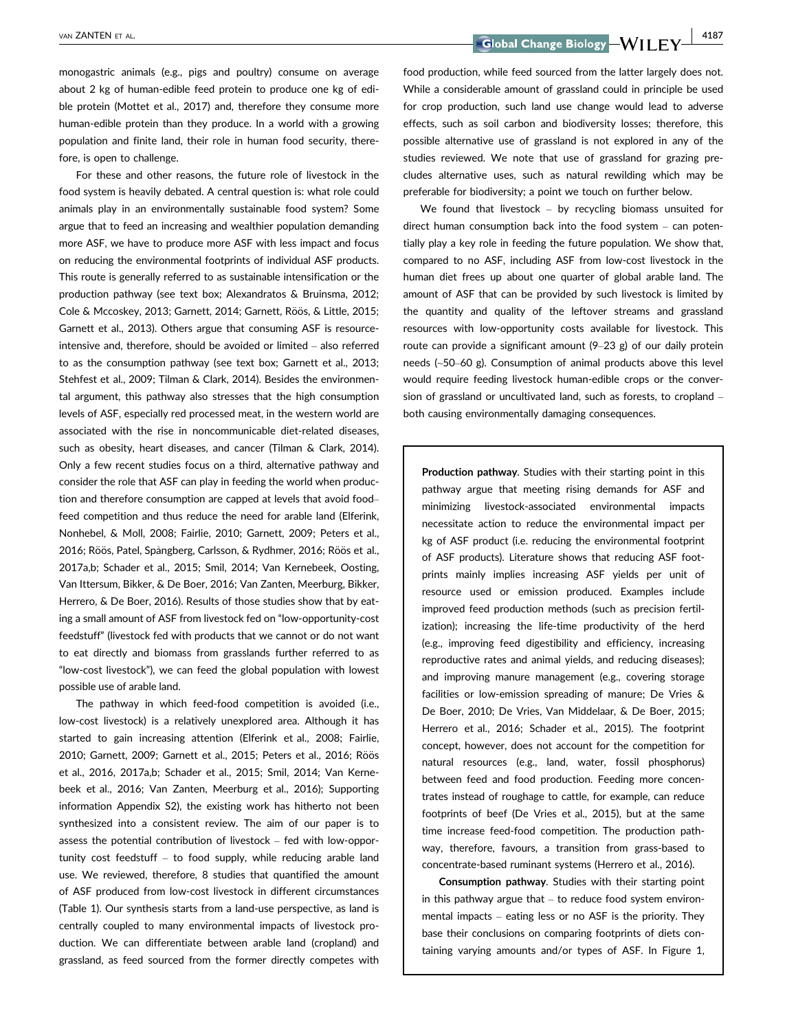monogastric animals (e.g., pigs and poultry) consume on average about 2 kg of human-edible feed protein to produce one kg of edible protein (Mottet et al., 2017) and, therefore they consume more human-edible protein than they produce. In a world with a growing population and finite land, their role in human food security, therefore, is open to challenge.

For these and other reasons, the future role of livestock in the food system is heavily debated. A central question is: what role could animals play in an environmentally sustainable food system? Some argue that to feed an increasing and wealthier population demanding more ASF, we have to produce more ASF with less impact and focus on reducing the environmental footprints of individual ASF products. This route is generally referred to as sustainable intensification or the production pathway (see text box; Alexandratos & Bruinsma, 2012; Cole & Mccoskey, 2013; Garnett, 2014; Garnett, Röös, & Little, 2015; Garnett et al., 2013). Others argue that consuming ASF is resource-intensive and, therefore, should be avoided or limited – also referred to as the consumption pathway (see text box; Garnett et al., 2013; Stehfest et al., 2009; Tilman & Clark, 2014). Besides the environmental argument, this pathway also stresses that the high consumption levels of ASF, especially red processed meat, in the western world are associated with the rise in noncommunicable diet-related diseases, such as obesity, heart diseases, and cancer (Tilman & Clark, 2014). Only a few recent studies focus on a third, alternative pathway and consider the role that ASF can play in feeding the world when production and therefore consumption are capped at levels that avoid food–feed competition and thus reduce the need for arable land (Elferink, Nonhebel, & Moll, 2008; Fairlie, 2010; Garnett, 2009; Peters et al., 2016; Röös, Patel, Spångberg, Carlsson, & Rydhmer, 2016; Röös et al., 2017a,b; Schader et al., 2015; Smil, 2014; Van Kernebeek, Oosting, Van Ittersum, Bikker, & De Boer, 2016; Van Zanten, Meerburg, Bikker, Herrero, & De Boer, 2016). Results of those studies show that by eating a small amount of ASF from livestock fed on "low-opportunity-cost feedstuff" (livestock fed with products that we cannot or do not want to eat directly and biomass from grasslands further referred to as "low-cost livestock"), we can feed the global population with lowest possible use of arable land.

The pathway in which feed-food competition is avoided (i.e., low-cost livestock) is a relatively unexplored area. Although it has started to gain increasing attention (Elferink et al., 2008; Fairlie, 2010; Garnett, 2009; Garnett et al., 2015; Peters et al., 2016; Röös et al., 2016, 2017a,b; Schader et al., 2015; Smil, 2014; Van Kernebeek et al., 2016; Van Zanten, Meerburg et al., 2016); Supporting information Appendix S2), the existing work has hitherto not been synthesized into a consistent review. The aim of our paper is to assess the potential contribution of livestock – fed with low-opportunity cost feedstuff – to food supply, while reducing arable land use. We reviewed, therefore, 8 studies that quantified the amount of ASF produced from low-cost livestock in different circumstances (Table 1). Our synthesis starts from a land-use perspective, as land is centrally coupled to many environmental impacts of livestock production. We can differentiate between arable land (cropland) and grassland, as feed sourced from the former directly competes with food production, while feed sourced from the latter largely does not. While a considerable amount of grassland could in principle be used for crop production, such land use change would lead to adverse effects, such as soil carbon and biodiversity losses; therefore, this possible alternative use of grassland is not explored in any of the studies reviewed. We note that use of grassland for grazing precludes alternative uses, such as natural rewilding which may be preferable for biodiversity; a point we touch on further below.

We found that livestock – by recycling biomass unsuited for direct human consumption back into the food system – can potentially play a key role in feeding the future population. We show that, compared to no ASF, including ASF from low-cost livestock in the human diet frees up about one quarter of global arable land. The amount of ASF that can be provided by such livestock is limited by the quantity and quality of the leftover streams and grassland resources with low-opportunity costs available for livestock. This route can provide a significant amount (9–23 g) of our daily protein needs (~50–60 g). Consumption of animal products above this level would require feeding livestock human-edible crops or the conversion of grassland or uncultivated land, such as forests, to cropland – both causing environmentally damaging consequences.

**Production pathway**. Studies with their starting point in this pathway argue that meeting rising demands for ASF and minimizing livestock-associated environmental impacts necessitate action to reduce the environmental impact per kg of ASF product (i.e. reducing the environmental footprint of ASF products). Literature shows that reducing ASF footprints mainly implies increasing ASF yields per unit of resource used or emission produced. Examples include improved feed production methods (such as precision fertilization); increasing the life-time productivity of the herd (e.g., improving feed digestibility and efficiency, increasing reproductive rates and animal yields, and reducing diseases); and improving manure management (e.g., covering storage facilities or low-emission spreading of manure; De Vries & De Boer, 2010; De Vries, Van Middelaar, & De Boer, 2015; Herrero et al., 2016; Schader et al., 2015). The footprint concept, however, does not account for the competition for natural resources (e.g., land, water, fossil phosphorus) between feed and food production. Feeding more concentrates instead of roughage to cattle, for example, can reduce footprints of beef (De Vries et al., 2015), but at the same time increase feed-food competition. The production pathway, therefore, favours, a transition from grass-based to concentrate-based ruminant systems (Herrero et al., 2016).

**Consumption pathway**. Studies with their starting point in this pathway argue that – to reduce food system environmental impacts – eating less or no ASF is the priority. They base their conclusions on comparing footprints of diets containing varying amounts and/or types of ASF. In Figure 1,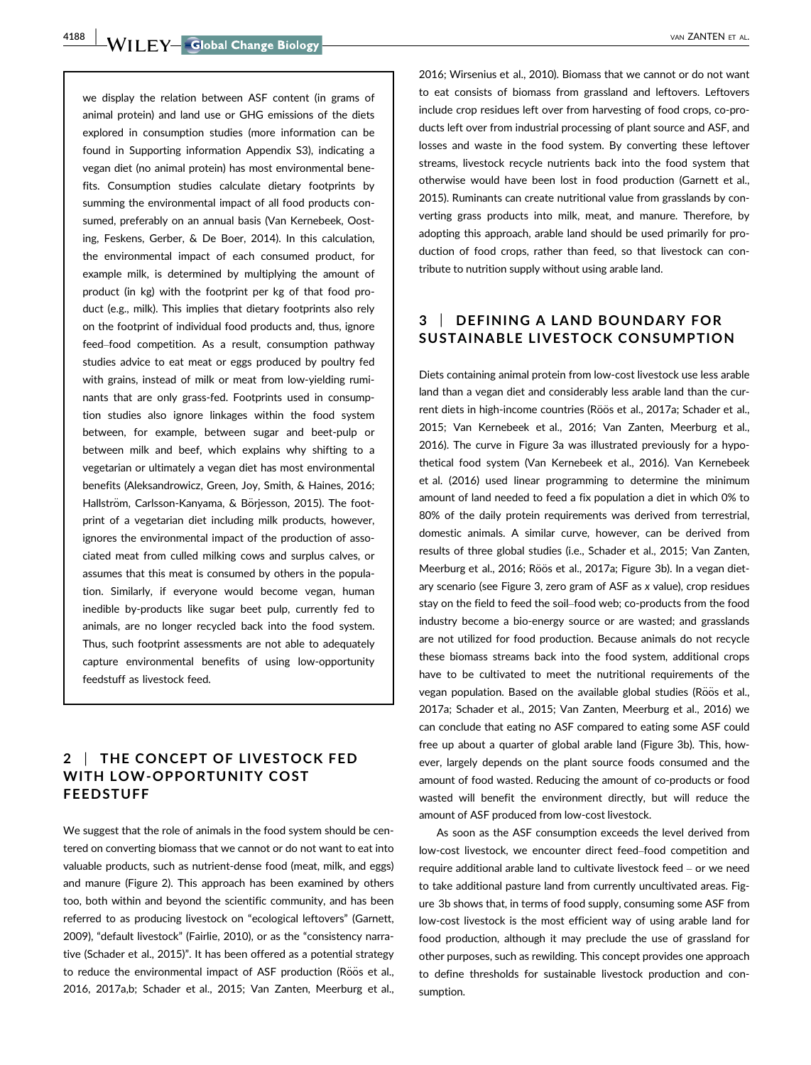we display the relation between ASF content (in grams of animal protein) and land use or GHG emissions of the diets explored in consumption studies (more information can be found in Supporting information Appendix S3), indicating a vegan diet (no animal protein) has most environmental benefits. Consumption studies calculate dietary footprints by summing the environmental impact of all food products consumed, preferably on an annual basis (Van Kernebeek, Oosting, Feskens, Gerber, & De Boer, 2014). In this calculation, the environmental impact of each consumed product, for example milk, is determined by multiplying the amount of product (in kg) with the footprint per kg of that food product (e.g., milk). This implies that dietary footprints also rely on the footprint of individual food products and, thus, ignore feed–food competition. As a result, consumption pathway studies advice to eat meat or eggs produced by poultry fed with grains, instead of milk or meat from low-yielding ruminants that are only grass-fed. Footprints used in consumption studies also ignore linkages within the food system between, for example, between sugar and beet-pulp or between milk and beef, which explains why shifting to a vegetarian or ultimately a vegan diet has most environmental benefits (Aleksandrowicz, Green, Joy, Smith, & Haines, 2016; Hallström, Carlsson-Kanyama, & Börjesson, 2015). The footprint of a vegetarian diet including milk products, however, ignores the environmental impact of the production of associated meat from culled milking cows and surplus calves, or assumes that this meat is consumed by others in the population. Similarly, if everyone would become vegan, human inedible by-products like sugar beet pulp, currently fed to animals, are no longer recycled back into the food system. Thus, such footprint assessments are not able to adequately capture environmental benefits of using low-opportunity feedstuff as livestock feed.

## 2 | THE CONCEPT OF LIVESTOCK FED WITH LOW-OPPORTUNITY COST FEEDSTUFF

We suggest that the role of animals in the food system should be centered on converting biomass that we cannot or do not want to eat into valuable products, such as nutrient-dense food (meat, milk, and eggs) and manure (Figure 2). This approach has been examined by others too, both within and beyond the scientific community, and has been referred to as producing livestock on "ecological leftovers" (Garnett, 2009), "default livestock" (Fairlie, 2010), or as the "consistency narrative (Schader et al., 2015)". It has been offered as a potential strategy to reduce the environmental impact of ASF production (Röös et al., 2016, 2017a,b; Schader et al., 2015; Van Zanten, Meerburg et al., 2016; Wirsenius et al., 2010). Biomass that we cannot or do not want to eat consists of biomass from grassland and leftovers. Leftovers include crop residues left over from harvesting of food crops, co-products left over from industrial processing of plant source and ASF, and losses and waste in the food system. By converting these leftover streams, livestock recycle nutrients back into the food system that otherwise would have been lost in food production (Garnett et al., 2015). Ruminants can create nutritional value from grasslands by converting grass products into milk, meat, and manure. Therefore, by adopting this approach, arable land should be used primarily for production of food crops, rather than feed, so that livestock can contribute to nutrition supply without using arable land.

## 3 | DEFINING A LAND BOUNDARY FOR SUSTAINABLE LIVESTOCK CONSUMPTION

Diets containing animal protein from low-cost livestock use less arable land than a vegan diet and considerably less arable land than the current diets in high-income countries (Röös et al., 2017a; Schader et al., 2015; Van Kernebeek et al., 2016; Van Zanten, Meerburg et al., 2016). The curve in Figure 3a was illustrated previously for a hypothetical food system (Van Kernebeek et al., 2016). Van Kernebeek et al. (2016) used linear programming to determine the minimum amount of land needed to feed a fix population a diet in which 0% to 80% of the daily protein requirements was derived from terrestrial, domestic animals. A similar curve, however, can be derived from results of three global studies (i.e., Schader et al., 2015; Van Zanten, Meerburg et al., 2016; Röös et al., 2017a; Figure 3b). In a vegan dietary scenario (see Figure 3, zero gram of ASF as *x* value), crop residues stay on the field to feed the soil–food web; co-products from the food industry become a bio-energy source or are wasted; and grasslands are not utilized for food production. Because animals do not recycle these biomass streams back into the food system, additional crops have to be cultivated to meet the nutritional requirements of the vegan population. Based on the available global studies (Röös et al., 2017a; Schader et al., 2015; Van Zanten, Meerburg et al., 2016) we can conclude that eating no ASF compared to eating some ASF could free up about a quarter of global arable land (Figure 3b). This, however, largely depends on the plant source foods consumed and the amount of food wasted. Reducing the amount of co-products or food wasted will benefit the environment directly, but will reduce the amount of ASF produced from low-cost livestock.

As soon as the ASF consumption exceeds the level derived from low-cost livestock, we encounter direct feed–food competition and require additional arable land to cultivate livestock feed – or we need to take additional pasture land from currently uncultivated areas. Figure 3b shows that, in terms of food supply, consuming some ASF from low-cost livestock is the most efficient way of using arable land for food production, although it may preclude the use of grassland for other purposes, such as rewilding. This concept provides one approach to define thresholds for sustainable livestock production and consumption.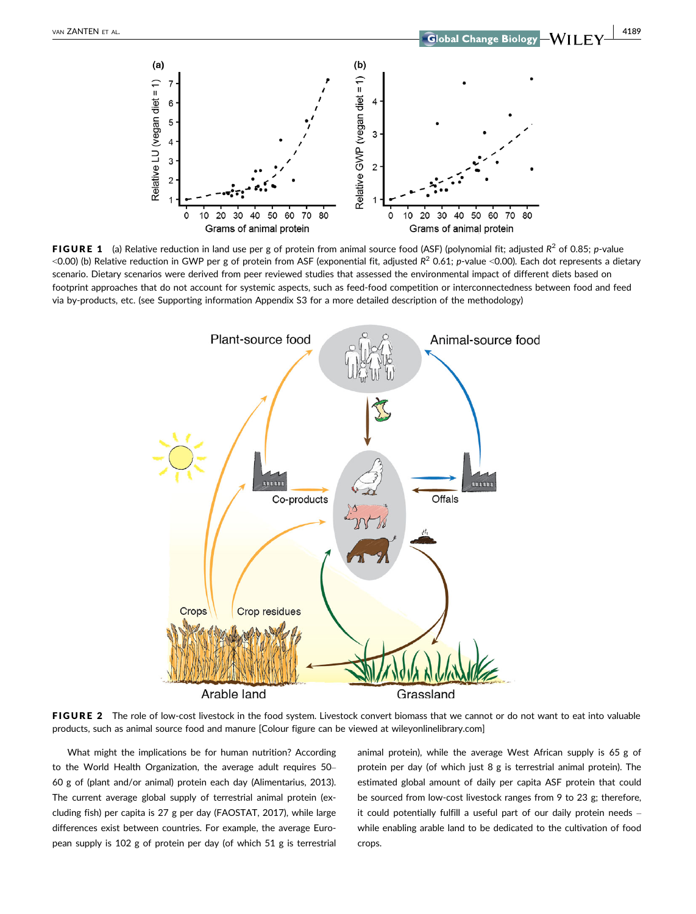**FIGURE 1** (a) Relative reduction in land use per g of protein from animal source food (ASF) (polynomial fit; adjusted $R^2$ of 0.85; *p*-value <0.00) (b) Relative reduction in GWP per g of protein from ASF (exponential fit, adjusted $R^2$ 0.61; *p*-value <0.00). Each dot represents a dietary scenario. Dietary scenarios were derived from peer reviewed studies that assessed the environmental impact of different diets based on footprint approaches that do not account for systemic aspects, such as feed-food competition or interconnectedness between food and feed via by-products, etc. (see Supporting information Appendix S3 for a more detailed description of the methodology)

**FIGURE 2** The role of low-cost livestock in the food system. Livestock convert biomass that we cannot or do not want to eat into valuable products, such as animal source food and manure [Colour figure can be viewed at wileyonlinelibrary.com]

What might the implications be for human nutrition? According to the World Health Organization, the average adult requires 50–60 g of (plant and/or animal) protein each day (Alimentarius, 2013). The current average global supply of terrestrial animal protein (excluding fish) per capita is 27 g per day (FAOSTAT, 2017), while large differences exist between countries. For example, the average European supply is 102 g of protein per day (of which 51 g is terrestrial animal protein), while the average West African supply is 65 g of protein per day (of which just 8 g is terrestrial animal protein). The estimated global amount of daily per capita ASF protein that could be sourced from low-cost livestock ranges from 9 to 23 g; therefore, it could potentially fulfill a useful part of our daily protein needs – while enabling arable land to be dedicated to the cultivation of food crops.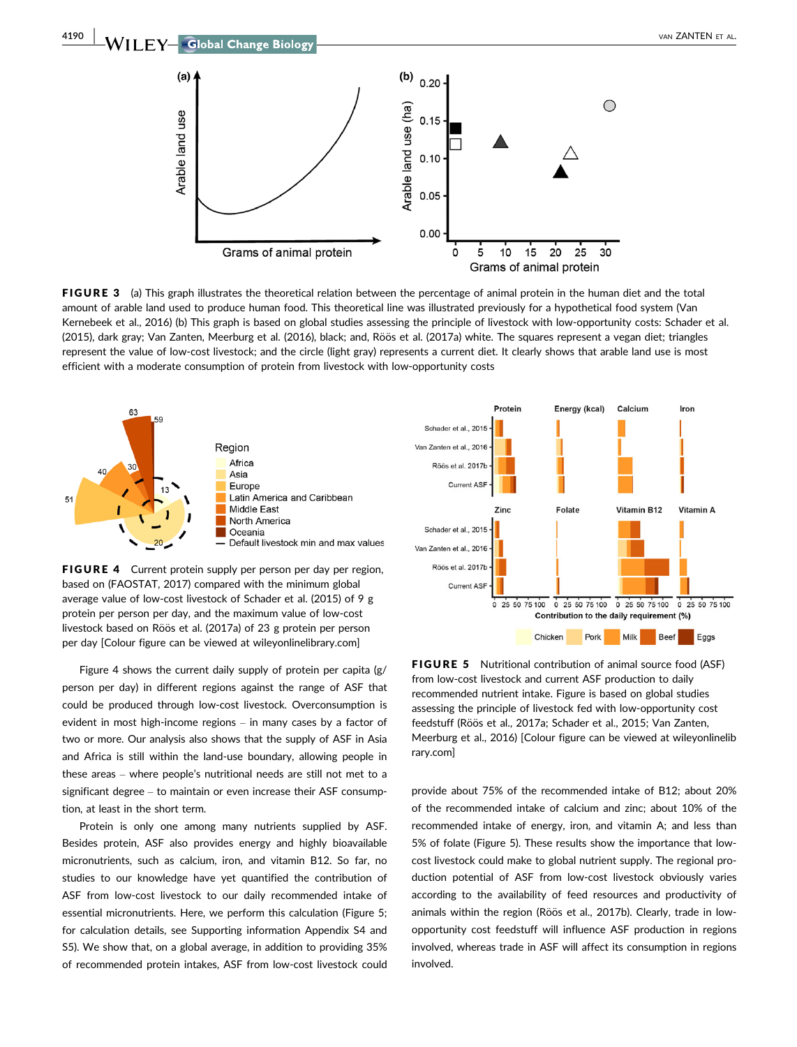**FIGURE 3** (a) This graph illustrates the theoretical relation between the percentage of animal protein in the human diet and the total amount of arable land used to produce human food. This theoretical line was illustrated previously for a hypothetical food system (Van Kernebeek et al., 2016) (b) This graph is based on global studies assessing the principle of livestock with low-opportunity costs: Schader et al. (2015), dark gray; Van Zanten, Meerburg et al. (2016), black; and, Röös et al. (2017a) white. The squares represent a vegan diet; triangles represent the value of low-cost livestock; and the circle (light gray) represents a current diet. It clearly shows that arable land use is most efficient with a moderate consumption of protein from livestock with low-opportunity costs

**FIGURE 4** Current protein supply per person per day per region, based on (FAOSTAT, 2017) compared with the minimum global average value of low-cost livestock of Schader et al. (2015) of 9 g protein per person per day, and the maximum value of low-cost livestock based on Röös et al. (2017a) of 23 g protein per person per day [Colour figure can be viewed at wileyonlinelibrary.com]

Figure 4 shows the current daily supply of protein per capita (g/person per day) in different regions against the range of ASF that could be produced through low-cost livestock. Overconsumption is evident in most high-income regions – in many cases by a factor of two or more. Our analysis also shows that the supply of ASF in Asia and Africa is still within the land-use boundary, allowing people in these areas – where people's nutritional needs are still not met to a significant degree – to maintain or even increase their ASF consumption, at least in the short term.

Protein is only one among many nutrients supplied by ASF. Besides protein, ASF also provides energy and highly bioavailable micronutrients, such as calcium, iron, and vitamin B12. So far, no studies to our knowledge have yet quantified the contribution of ASF from low-cost livestock to our daily recommended intake of essential micronutrients. Here, we perform this calculation (Figure 5; for calculation details, see Supporting information Appendix S4 and S5). We show that, on a global average, in addition to providing 35% of recommended protein intakes, ASF from low-cost livestock could provide about 75% of the recommended intake of B12; about 20% of the recommended intake of calcium and zinc; about 10% of the recommended intake of energy, iron, and vitamin A; and less than 5% of folate (Figure 5). These results show the importance that low-cost livestock could make to global nutrient supply. The regional production potential of ASF from low-cost livestock obviously varies according to the availability of feed resources and productivity of animals within the region (Röös et al., 2017b). Clearly, trade in low-opportunity cost feedstuff will influence ASF production in regions involved, whereas trade in ASF will affect its consumption in regions involved.

**FIGURE 5** Nutritional contribution of animal source food (ASF) from low-cost livestock and current ASF production to daily recommended nutrient intake. Figure is based on global studies assessing the principle of livestock fed with low-opportunity cost feedstuff (Röös et al., 2017a; Schader et al., 2015; Van Zanten, Meerburg et al., 2016) [Colour figure can be viewed at wileyonlinelibrary.com]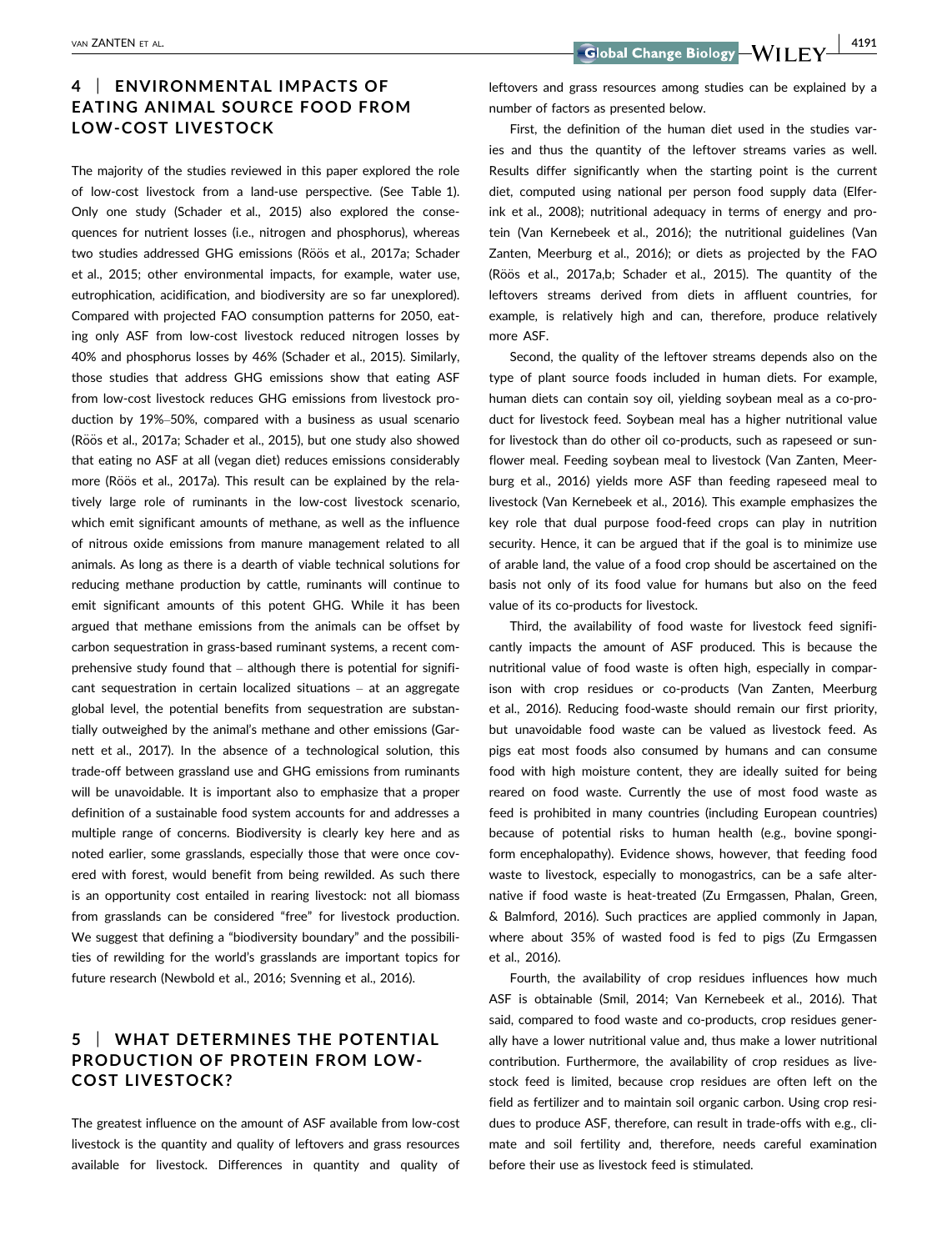## 4 | ENVIRONMENTAL IMPACTS OF EATING ANIMAL SOURCE FOOD FROM LOW-COST LIVESTOCK

The majority of the studies reviewed in this paper explored the role of low-cost livestock from a land-use perspective. (See Table 1). Only one study (Schader et al., 2015) also explored the consequences for nutrient losses (i.e., nitrogen and phosphorus), whereas two studies addressed GHG emissions (Röös et al., 2017a; Schader et al., 2015; other environmental impacts, for example, water use, eutrophication, acidification, and biodiversity are so far unexplored). Compared with projected FAO consumption patterns for 2050, eating only ASF from low-cost livestock reduced nitrogen losses by 40% and phosphorus losses by 46% (Schader et al., 2015). Similarly, those studies that address GHG emissions show that eating ASF from low-cost livestock reduces GHG emissions from livestock production by 19%–50%, compared with a business as usual scenario (Röös et al., 2017a; Schader et al., 2015), but one study also showed that eating no ASF at all (vegan diet) reduces emissions considerably more (Röös et al., 2017a). This result can be explained by the relatively large role of ruminants in the low-cost livestock scenario, which emit significant amounts of methane, as well as the influence of nitrous oxide emissions from manure management related to all animals. As long as there is a dearth of viable technical solutions for reducing methane production by cattle, ruminants will continue to emit significant amounts of this potent GHG. While it has been argued that methane emissions from the animals can be offset by carbon sequestration in grass-based ruminant systems, a recent comprehensive study found that – although there is potential for significant sequestration in certain localized situations – at an aggregate global level, the potential benefits from sequestration are substantially outweighed by the animal's methane and other emissions (Garnett et al., 2017). In the absence of a technological solution, this trade-off between grassland use and GHG emissions from ruminants will be unavoidable. It is important also to emphasize that a proper definition of a sustainable food system accounts for and addresses a multiple range of concerns. Biodiversity is clearly key here and as noted earlier, some grasslands, especially those that were once covered with forest, would benefit from being rewilded. As such there is an opportunity cost entailed in rearing livestock: not all biomass from grasslands can be considered "free" for livestock production. We suggest that defining a "biodiversity boundary" and the possibilities of rewilding for the world's grasslands are important topics for future research (Newbold et al., 2016; Svenning et al., 2016).

## 5 | WHAT DETERMINES THE POTENTIAL PRODUCTION OF PROTEIN FROM LOW-COST LIVESTOCK?

The greatest influence on the amount of ASF available from low-cost livestock is the quantity and quality of leftovers and grass resources available for livestock. Differences in quantity and quality of leftovers and grass resources among studies can be explained by a number of factors as presented below.

First, the definition of the human diet used in the studies varies and thus the quantity of the leftover streams varies as well. Results differ significantly when the starting point is the current diet, computed using national per person food supply data (Elferink et al., 2008); nutritional adequacy in terms of energy and protein (Van Kernebeek et al., 2016); the nutritional guidelines (Van Zanten, Meerburg et al., 2016); or diets as projected by the FAO (Röös et al., 2017a,b; Schader et al., 2015). The quantity of the leftovers streams derived from diets in affluent countries, for example, is relatively high and can, therefore, produce relatively more ASF.

Second, the quality of the leftover streams depends also on the type of plant source foods included in human diets. For example, human diets can contain soy oil, yielding soybean meal as a co-product for livestock feed. Soybean meal has a higher nutritional value for livestock than do other oil co-products, such as rapeseed or sunflower meal. Feeding soybean meal to livestock (Van Zanten, Meerburg et al., 2016) yields more ASF than feeding rapeseed meal to livestock (Van Kernebeek et al., 2016). This example emphasizes the key role that dual purpose food-feed crops can play in nutrition security. Hence, it can be argued that if the goal is to minimize use of arable land, the value of a food crop should be ascertained on the basis not only of its food value for humans but also on the feed value of its co-products for livestock.

Third, the availability of food waste for livestock feed significantly impacts the amount of ASF produced. This is because the nutritional value of food waste is often high, especially in comparison with crop residues or co-products (Van Zanten, Meerburg et al., 2016). Reducing food-waste should remain our first priority, but unavoidable food waste can be valued as livestock feed. As pigs eat most foods also consumed by humans and can consume food with high moisture content, they are ideally suited for being reared on food waste. Currently the use of most food waste as feed is prohibited in many countries (including European countries) because of potential risks to human health (e.g., bovine spongiform encephalopathy). Evidence shows, however, that feeding food waste to livestock, especially to monogastrics, can be a safe alternative if food waste is heat-treated (Zu Ermgassen, Phalan, Green, & Balmford, 2016). Such practices are applied commonly in Japan, where about 35% of wasted food is fed to pigs (Zu Ermgassen et al., 2016).

Fourth, the availability of crop residues influences how much ASF is obtainable (Smil, 2014; Van Kernebeek et al., 2016). That said, compared to food waste and co-products, crop residues generally have a lower nutritional value and, thus make a lower nutritional contribution. Furthermore, the availability of crop residues as livestock feed is limited, because crop residues are often left on the field as fertilizer and to maintain soil organic carbon. Using crop residues to produce ASF, therefore, can result in trade-offs with e.g., climate and soil fertility and, therefore, needs careful examination before their use as livestock feed is stimulated.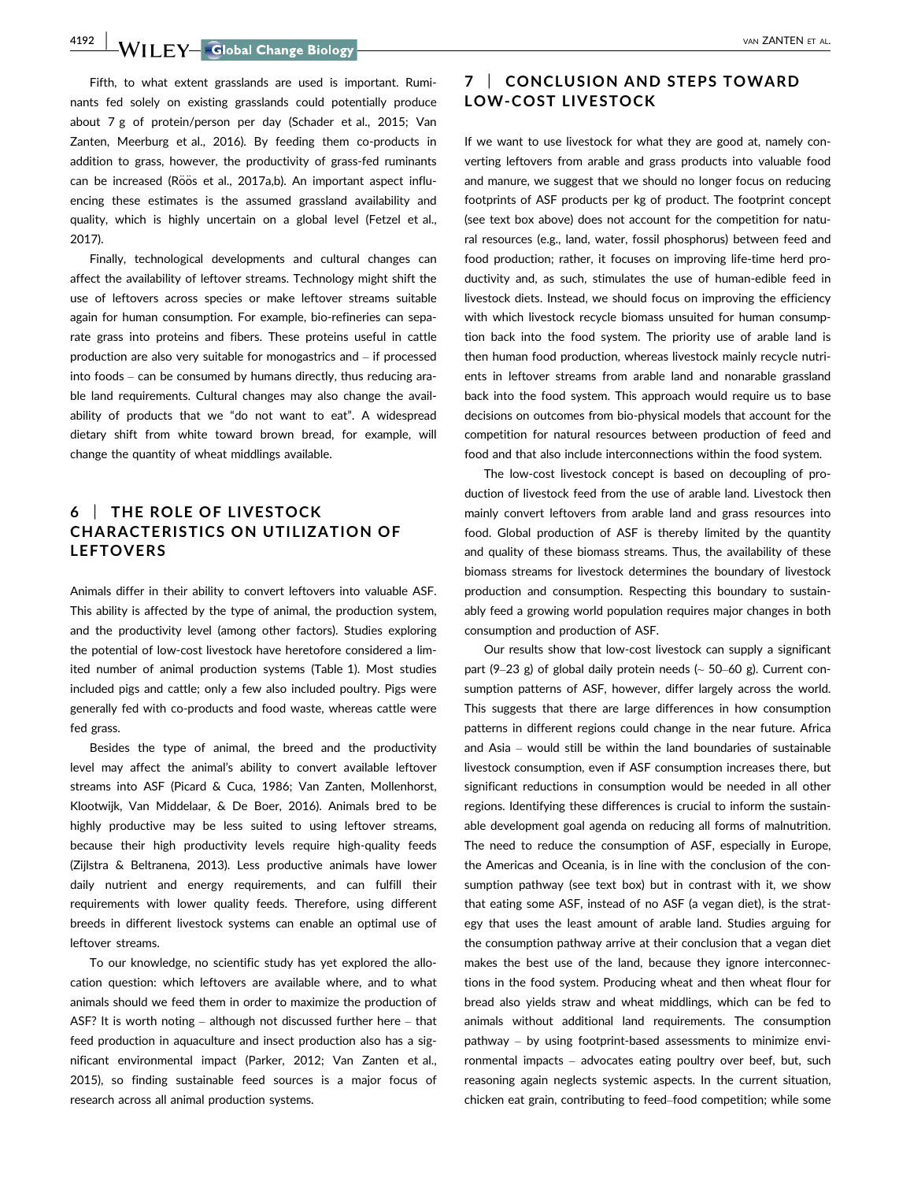Fifth, to what extent grasslands are used is important. Ruminants fed solely on existing grasslands could potentially produce about 7 g of protein/person per day (Schader et al., 2015; Van Zanten, Meerburg et al., 2016). By feeding them co-products in addition to grass, however, the productivity of grass-fed ruminants can be increased (Röös et al., 2017a,b). An important aspect influencing these estimates is the assumed grassland availability and quality, which is highly uncertain on a global level (Fetzel et al., 2017).

Finally, technological developments and cultural changes can affect the availability of leftover streams. Technology might shift the use of leftovers across species or make leftover streams suitable again for human consumption. For example, bio-refineries can separate grass into proteins and fibers. These proteins useful in cattle production are also very suitable for monogastrics and – if processed into foods – can be consumed by humans directly, thus reducing arable land requirements. Cultural changes may also change the availability of products that we "do not want to eat". A widespread dietary shift from white toward brown bread, for example, will change the quantity of wheat middlings available.

## 6 | THE ROLE OF LIVESTOCK CHARACTERISTICS ON UTILIZATION OF LEFTOVERS

Animals differ in their ability to convert leftovers into valuable ASF. This ability is affected by the type of animal, the production system, and the productivity level (among other factors). Studies exploring the potential of low-cost livestock have heretofore considered a limited number of animal production systems (Table 1). Most studies included pigs and cattle; only a few also included poultry. Pigs were generally fed with co-products and food waste, whereas cattle were fed grass.

Besides the type of animal, the breed and the productivity level may affect the animal's ability to convert available leftover streams into ASF (Picard & Cuca, 1986; Van Zanten, Mollenhorst, Klootwijk, Van Middelaar, & De Boer, 2016). Animals bred to be highly productive may be less suited to using leftover streams, because their high productivity levels require high-quality feeds (Zijlstra & Beltranena, 2013). Less productive animals have lower daily nutrient and energy requirements, and can fulfill their requirements with lower quality feeds. Therefore, using different breeds in different livestock systems can enable an optimal use of leftover streams.

To our knowledge, no scientific study has yet explored the allocation question: which leftovers are available where, and to what animals should we feed them in order to maximize the production of ASF? It is worth noting – although not discussed further here – that feed production in aquaculture and insect production also has a significant environmental impact (Parker, 2012; Van Zanten et al., 2015), so finding sustainable feed sources is a major focus of research across all animal production systems.

## 7 | CONCLUSION AND STEPS TOWARD LOW-COST LIVESTOCK

If we want to use livestock for what they are good at, namely converting leftovers from arable and grass products into valuable food and manure, we suggest that we should no longer focus on reducing footprints of ASF products per kg of product. The footprint concept (see text box above) does not account for the competition for natural resources (e.g., land, water, fossil phosphorus) between feed and food production; rather, it focuses on improving life-time herd productivity and, as such, stimulates the use of human-edible feed in livestock diets. Instead, we should focus on improving the efficiency with which livestock recycle biomass unsuited for human consumption back into the food system. The priority use of arable land is then human food production, whereas livestock mainly recycle nutrients in leftover streams from arable land and nonarable grassland back into the food system. This approach would require us to base decisions on outcomes from bio-physical models that account for the competition for natural resources between production of feed and food and that also include interconnections within the food system.

The low-cost livestock concept is based on decoupling of production of livestock feed from the use of arable land. Livestock then mainly convert leftovers from arable land and grass resources into food. Global production of ASF is thereby limited by the quantity and quality of these biomass streams. Thus, the availability of these biomass streams for livestock determines the boundary of livestock production and consumption. Respecting this boundary to sustainably feed a growing world population requires major changes in both consumption and production of ASF.

Our results show that low-cost livestock can supply a significant part (9–23 g) of global daily protein needs (~ 50–60 g). Current consumption patterns of ASF, however, differ largely across the world. This suggests that there are large differences in how consumption patterns in different regions could change in the near future. Africa and Asia – would still be within the land boundaries of sustainable livestock consumption, even if ASF consumption increases there, but significant reductions in consumption would be needed in all other regions. Identifying these differences is crucial to inform the sustainable development goal agenda on reducing all forms of malnutrition. The need to reduce the consumption of ASF, especially in Europe, the Americas and Oceania, is in line with the conclusion of the consumption pathway (see text box) but in contrast with it, we show that eating some ASF, instead of no ASF (a vegan diet), is the strategy that uses the least amount of arable land. Studies arguing for the consumption pathway arrive at their conclusion that a vegan diet makes the best use of the land, because they ignore interconnections in the food system. Producing wheat and then wheat flour for bread also yields straw and wheat middlings, which can be fed to animals without additional land requirements. The consumption pathway – by using footprint-based assessments to minimize environmental impacts – advocates eating poultry over beef, but, such reasoning again neglects systemic aspects. In the current situation, chicken eat grain, contributing to feed–food competition; while some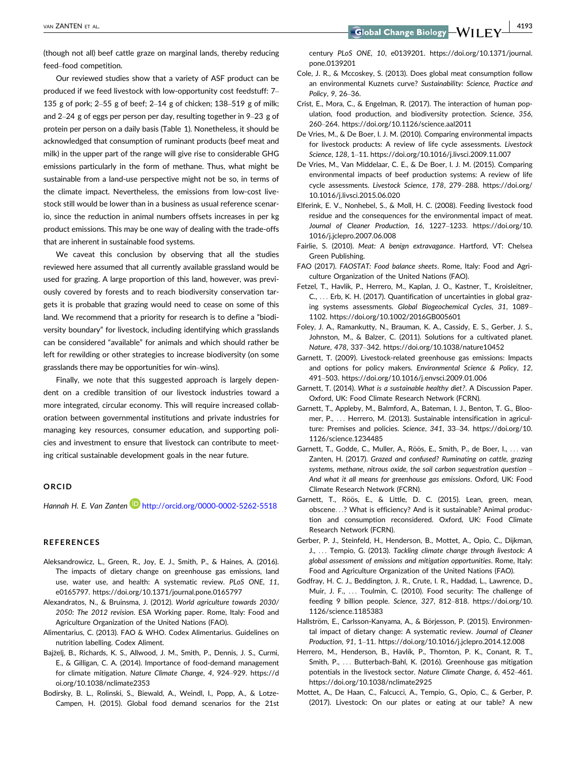(though not all) beef cattle graze on marginal lands, thereby reducing feed–food competition.

Our reviewed studies show that a variety of ASF product can be produced if we feed livestock with low-opportunity cost feedstuff: 7–135 g of pork; 2–55 g of beef; 2–14 g of chicken; 138–519 g of milk; and 2–24 g of eggs per person per day, resulting together in 9–23 g of protein per person on a daily basis (Table 1). Nonetheless, it should be acknowledged that consumption of ruminant products (beef meat and milk) in the upper part of the range will give rise to considerable GHG emissions particularly in the form of methane. Thus, what might be sustainable from a land-use perspective might not be so, in terms of the climate impact. Nevertheless, the emissions from low-cost livestock still would be lower than in a business as usual reference scenario, since the reduction in animal numbers offsets increases in per kg product emissions. This may be one way of dealing with the trade-offs that are inherent in sustainable food systems.

We caveat this conclusion by observing that all the studies reviewed here assumed that all currently available grassland would be used for grazing. A large proportion of this land, however, was previously covered by forests and to reach biodiversity conservation targets it is probable that grazing would need to cease on some of this land. We recommend that a priority for research is to define a "biodiversity boundary" for livestock, including identifying which grasslands can be considered "available" for animals and which should rather be left for rewilding or other strategies to increase biodiversity (on some grasslands there may be opportunities for win–wins).

Finally, we note that this suggested approach is largely dependent on a credible transition of our livestock industries toward a more integrated, circular economy. This will require increased collaboration between governmental institutions and private industries for managing key resources, consumer education, and supporting policies and investment to ensure that livestock can contribute to meeting critical sustainable development goals in the near future.

## ORCID

*Hannah H. E. Van Zanten* http://orcid.org/0000-0002-5262-5518

## REFERENCES

Aleksandrowicz, L., Green, R., Joy, E. J., Smith, P., & Haines, A. (2016). The impacts of dietary change on greenhouse gas emissions, land use, water use, and health: A systematic review. *PLoS ONE*, *11*, e0165797. https://doi.org/10.1371/journal.pone.0165797

Alexandratos, N., & Bruinsma, J. (2012). *World agriculture towards 2030/2050: The 2012 revision*. ESA Working paper. Rome, Italy: Food and Agriculture Organization of the United Nations (FAO).

Alimentarius, C. (2013). FAO & WHO. Codex Alimentarius. Guidelines on nutrition labelling. Codex Aliment.

Bajželj, B., Richards, K. S., Allwood, J. M., Smith, P., Dennis, J. S., Curmi, E., & Gilligan, C. A. (2014). Importance of food-demand management for climate mitigation. *Nature Climate Change*, *4*, 924–929. https://doi.org/10.1038/nclimate2353

Bodirsky, B. L., Rolinski, S., Biewald, A., Weindl, I., Popp, A., & Lotze-Campen, H. (2015). Global food demand scenarios for the 21st century *PLoS ONE*, *10*, e0139201. https://doi.org/10.1371/journal.pone.0139201

Cole, J. R., & Mccoskey, S. (2013). Does global meat consumption follow an environmental Kuznets curve? *Sustainability: Science, Practice and Policy*, *9*, 26–36.

Crist, E., Mora, C., & Engelman, R. (2017). The interaction of human population, food production, and biodiversity protection. *Science*, *356*, 260–264. https://doi.org/10.1126/science.aal2011

De Vries, M., & De Boer, I. J. M. (2010). Comparing environmental impacts for livestock products: A review of life cycle assessments. *Livestock Science*, *128*, 1–11. https://doi.org/10.1016/j.livsci.2009.11.007

De Vries, M., Van Middelaar, C. E., & De Boer, I. J. M. (2015). Comparing environmental impacts of beef production systems: A review of life cycle assessments. *Livestock Science*, *178*, 279–288. https://doi.org/10.1016/j.livsci.2015.06.020

Elferink, E. V., Nonhebel, S., & Moll, H. C. (2008). Feeding livestock food residue and the consequences for the environmental impact of meat. *Journal of Cleaner Production*, *16*, 1227–1233. https://doi.org/10.1016/j.jclepro.2007.06.008

Fairlie, S. (2010). *Meat: A benign extravagance*. Hartford, VT: Chelsea Green Publishing.

FAO (2017). *FAOSTAT: Food balance sheets*. Rome, Italy: Food and Agriculture Organization of the United Nations (FAO).

Fetzel, T., Havlik, P., Herrero, M., Kaplan, J. O., Kastner, T., Kroisleitner, C., … Erb, K. H. (2017). Quantification of uncertainties in global grazing systems assessments. *Global Biogeochemical Cycles*, *31*, 1089–1102. https://doi.org/10.1002/2016GB005601

Foley, J. A., Ramankutty, N., Brauman, K. A., Cassidy, E. S., Gerber, J. S., Johnston, M., & Balzer, C. (2011). Solutions for a cultivated planet. *Nature*, *478*, 337–342. https://doi.org/10.1038/nature10452

Garnett, T. (2009). Livestock-related greenhouse gas emissions: Impacts and options for policy makers. *Environmental Science & Policy*, *12*, 491–503. https://doi.org/10.1016/j.envsci.2009.01.006

Garnett, T. (2014). *What is a sustainable healthy diet?*. A Discussion Paper. Oxford, UK: Food Climate Research Network (FCRN).

Garnett, T., Appleby, M., Balmford, A., Bateman, I. J., Benton, T. G., Bloomer, P., … Herrero, M. (2013). Sustainable intensification in agriculture: Premises and policies. *Science*, *341*, 33–34. https://doi.org/10.1126/science.1234485

Garnett, T., Godde, C., Muller, A., Röös, E., Smith, P., de Boer, I., … van Zanten, H. (2017). *Grazed and confused? Ruminating on cattle, grazing systems, methane, nitrous oxide, the soil carbon sequestration question – And what it all means for greenhouse gas emissions*. Oxford, UK: Food Climate Research Network (FCRN).

Garnett, T., Röös, E., & Little, D. C. (2015). Lean, green, mean, obscene…? What is efficiency? And is it sustainable? Animal production and consumption reconsidered. Oxford, UK: Food Climate Research Network (FCRN).

Gerber, P. J., Steinfeld, H., Henderson, B., Mottet, A., Opio, C., Dijkman, J., … Tempio, G. (2013). *Tackling climate change through livestock: A global assessment of emissions and mitigation opportunities*. Rome, Italy: Food and Agriculture Organization of the United Nations (FAO).

Godfray, H. C. J., Beddington, J. R., Crute, I. R., Haddad, L., Lawrence, D., Muir, J. F., … Toulmin, C. (2010). Food security: The challenge of feeding 9 billion people. *Science*, *327*, 812–818. https://doi.org/10.1126/science.1185383

Hallström, E., Carlsson-Kanyama, A., & Börjesson, P. (2015). Environmental impact of dietary change: A systematic review. *Journal of Cleaner Production*, *91*, 1–11. https://doi.org/10.1016/j.jclepro.2014.12.008

Herrero, M., Henderson, B., Havlík, P., Thornton, P. K., Conant, R. T., Smith, P., … Butterbach-Bahl, K. (2016). Greenhouse gas mitigation potentials in the livestock sector. *Nature Climate Change*, *6*, 452–461. https://doi.org/10.1038/nclimate2925

Mottet, A., De Haan, C., Falcucci, A., Tempio, G., Opio, C., & Gerber, P. (2017). Livestock: On our plates or eating at our table? A new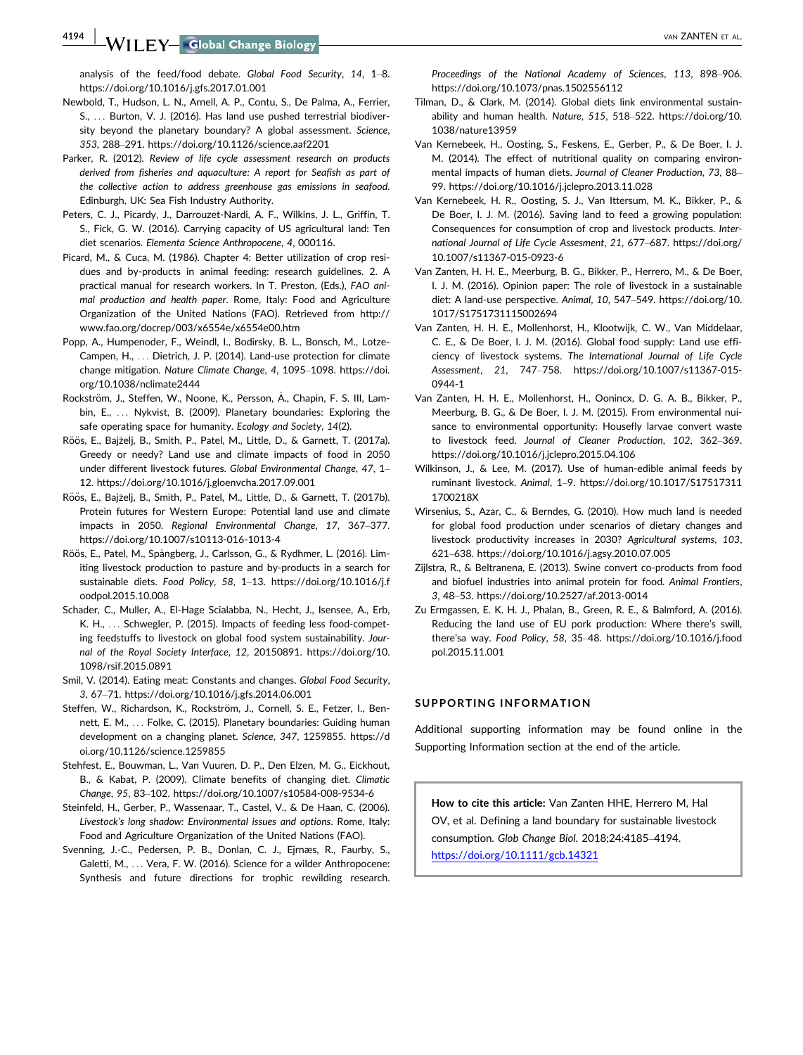analysis of the feed/food debate. *Global Food Security*, *14*, 1–8. https://doi.org/10.1016/j.gfs.2017.01.001

Newbold, T., Hudson, L. N., Arnell, A. P., Contu, S., De Palma, A., Ferrier, S., … Burton, V. J. (2016). Has land use pushed terrestrial biodiversity beyond the planetary boundary? A global assessment. *Science*, *353*, 288–291. https://doi.org/10.1126/science.aaf2201

Parker, R. (2012). *Review of life cycle assessment research on products derived from fisheries and aquaculture: A report for Seafish as part of the collective action to address greenhouse gas emissions in seafood*. Edinburgh, UK: Sea Fish Industry Authority.

Peters, C. J., Picardy, J., Darrouzet-Nardi, A. F., Wilkins, J. L., Griffin, T. S., Fick, G. W. (2016). Carrying capacity of US agricultural land: Ten diet scenarios. *Elementa Science Anthropocene*, *4*, 000116.

Picard, M., & Cuca, M. (1986). Chapter 4: Better utilization of crop residues and by-products in animal feeding: research guidelines. 2. A practical manual for research workers. In T. Preston, (Eds.), *FAO animal production and health paper*. Rome, Italy: Food and Agriculture Organization of the United Nations (FAO). Retrieved from http://www.fao.org/docrep/003/x6554e/x6554e00.htm

Popp, A., Humpenoder, F., Weindl, I., Bodirsky, B. L., Bonsch, M., Lotze-Campen, H., … Dietrich, J. P. (2014). Land-use protection for climate change mitigation. *Nature Climate Change*, *4*, 1095–1098. https://doi.org/10.1038/nclimate2444

Rockström, J., Steffen, W., Noone, K., Persson, Å., Chapin, F. S. III, Lambin, E., … Nykvist, B. (2009). Planetary boundaries: Exploring the safe operating space for humanity. *Ecology and Society*, *14*(2).

Röös, E., Bajželj, B., Smith, P., Patel, M., Little, D., & Garnett, T. (2017a). Greedy or needy? Land use and climate impacts of food in 2050 under different livestock futures. *Global Environmental Change*, *47*, 1–12. https://doi.org/10.1016/j.gloenvcha.2017.09.001

Röös, E., Bajželj, B., Smith, P., Patel, M., Little, D., & Garnett, T. (2017b). Protein futures for Western Europe: Potential land use and climate impacts in 2050. *Regional Environmental Change*, *17*, 367–377. https://doi.org/10.1007/s10113-016-1013-4

Röös, E., Patel, M., Spångberg, J., Carlsson, G., & Rydhmer, L. (2016). Limiting livestock production to pasture and by-products in a search for sustainable diets. *Food Policy*, *58*, 1–13. https://doi.org/10.1016/j.foodpol.2015.10.008

Schader, C., Muller, A., El-Hage Scialabba, N., Hecht, J., Isensee, A., Erb, K. H., … Schwegler, P. (2015). Impacts of feeding less food-competing feedstuffs to livestock on global food system sustainability. *Journal of the Royal Society Interface*, *12*, 20150891. https://doi.org/10.1098/rsif.2015.0891

Smil, V. (2014). Eating meat: Constants and changes. *Global Food Security*, *3*, 67–71. https://doi.org/10.1016/j.gfs.2014.06.001

Steffen, W., Richardson, K., Rockström, J., Cornell, S. E., Fetzer, I., Bennett, E. M., … Folke, C. (2015). Planetary boundaries: Guiding human development on a changing planet. *Science*, *347*, 1259855. https://doi.org/10.1126/science.1259855

Stehfest, E., Bouwman, L., Van Vuuren, D. P., Den Elzen, M. G., Eickhout, B., & Kabat, P. (2009). Climate benefits of changing diet. *Climatic Change*, *95*, 83–102. https://doi.org/10.1007/s10584-008-9534-6

Steinfeld, H., Gerber, P., Wassenaar, T., Castel, V., & De Haan, C. (2006). *Livestock's long shadow: Environmental issues and options*. Rome, Italy: Food and Agriculture Organization of the United Nations (FAO).

Svenning, J.-C., Pedersen, P. B., Donlan, C. J., Ejrnæs, R., Faurby, S., Galetti, M., … Vera, F. W. (2016). Science for a wilder Anthropocene: Synthesis and future directions for trophic rewilding research. *Proceedings of the National Academy of Sciences*, *113*, 898–906. https://doi.org/10.1073/pnas.1502556112

Tilman, D., & Clark, M. (2014). Global diets link environmental sustainability and human health. *Nature*, *515*, 518–522. https://doi.org/10.1038/nature13959

Van Kernebeek, H., Oosting, S., Feskens, E., Gerber, P., & De Boer, I. J. M. (2014). The effect of nutritional quality on comparing environmental impacts of human diets. *Journal of Cleaner Production*, *73*, 88–99. https://doi.org/10.1016/j.jclepro.2013.11.028

Van Kernebeek, H. R., Oosting, S. J., Van Ittersum, M. K., Bikker, P., & De Boer, I. J. M. (2016). Saving land to feed a growing population: Consequences for consumption of crop and livestock products. *International Journal of Life Cycle Assesment*, *21*, 677–687. https://doi.org/10.1007/s11367-015-0923-6

Van Zanten, H. H. E., Meerburg, B. G., Bikker, P., Herrero, M., & De Boer, I. J. M. (2016). Opinion paper: The role of livestock in a sustainable diet: A land-use perspective. *Animal*, *10*, 547–549. https://doi.org/10.1017/S1751731115002694

Van Zanten, H. H. E., Mollenhorst, H., Klootwijk, C. W., Van Middelaar, C. E., & De Boer, I. J. M. (2016). Global food supply: Land use efficiency of livestock systems. *The International Journal of Life Cycle Assessment*, *21*, 747–758. https://doi.org/10.1007/s11367-015-0944-1

Van Zanten, H. H. E., Mollenhorst, H., Oonincx, D. G. A. B., Bikker, P., Meerburg, B. G., & De Boer, I. J. M. (2015). From environmental nuisance to environmental opportunity: Housefly larvae convert waste to livestock feed. *Journal of Cleaner Production*, *102*, 362–369. https://doi.org/10.1016/j.jclepro.2015.04.106

Wilkinson, J., & Lee, M. (2017). Use of human-edible animal feeds by ruminant livestock. *Animal*, 1–9. https://doi.org/10.1017/S175173111700218X

Wirsenius, S., Azar, C., & Berndes, G. (2010). How much land is needed for global food production under scenarios of dietary changes and livestock productivity increases in 2030? *Agricultural systems*, *103*, 621–638. https://doi.org/10.1016/j.agsy.2010.07.005

Zijlstra, R., & Beltranena, E. (2013). Swine convert co-products from food and biofuel industries into animal protein for food. *Animal Frontiers*, *3*, 48–53. https://doi.org/10.2527/af.2013-0014

Zu Ermgassen, E. K. H. J., Phalan, B., Green, R. E., & Balmford, A. (2016). Reducing the land use of EU pork production: Where there's swill, there'sa way. *Food Policy*, *58*, 35–48. https://doi.org/10.1016/j.foodpol.2015.11.001

## SUPPORTING INFORMATION

Additional supporting information may be found online in the Supporting Information section at the end of the article.

**How to cite this article:** Van Zanten HHE, Herrero M, Hal OV, et al. Defining a land boundary for sustainable livestock consumption. *Glob Change Biol*. 2018;24:4185–4194. https://doi.org/10.1111/gcb.14321